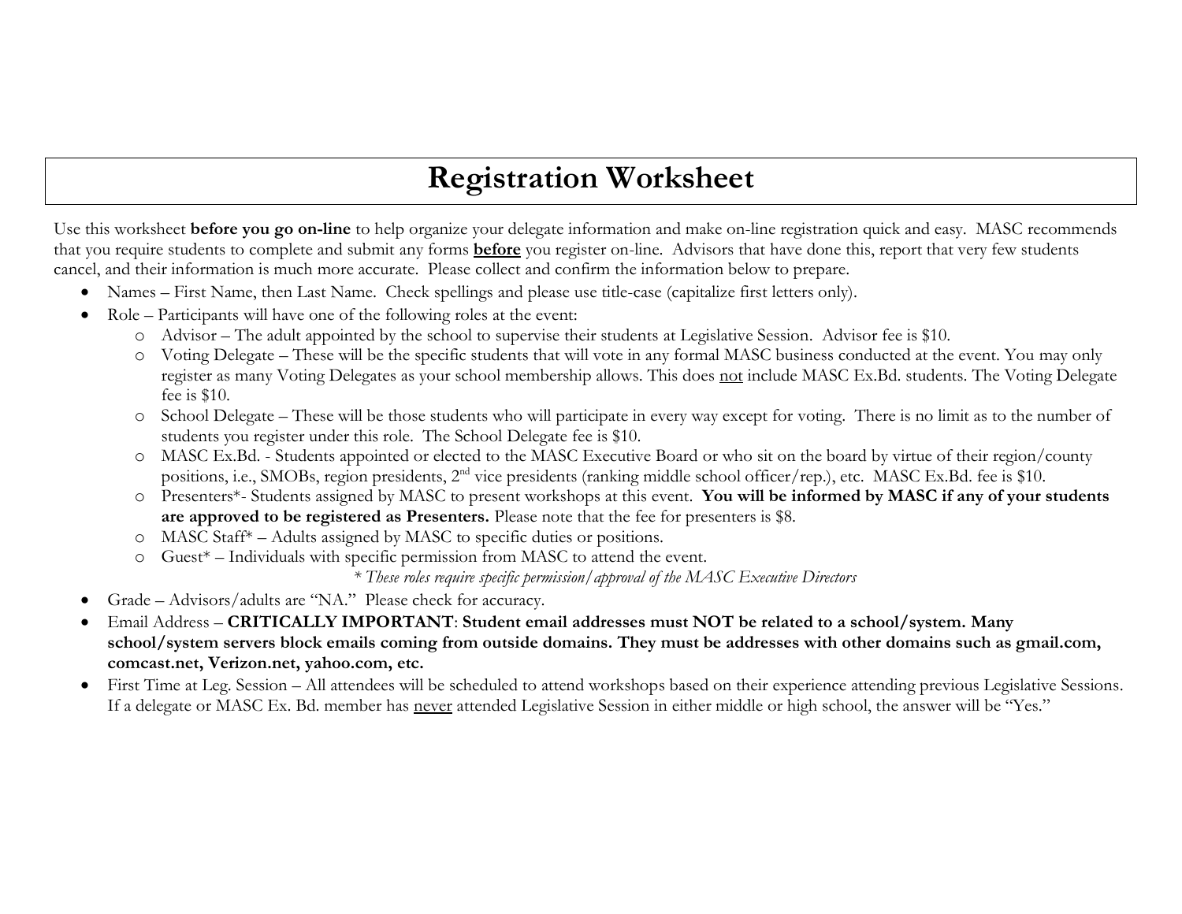# Registration Worksheet

Use this worksheet **before you go on-line** to help organize your delegate information and make on-line registration quick and easy. MASC recommends that you require students to complete and submit any forms **before** you register on-line. Advisors that have done this, report that very few students cancel, and their information is much more accurate. Please collect and confirm the information below to prepare.

- Names – First Name, then Last Name. Check spellings and please use title-case (capitalize first letters only).
- Role – Participants will have one of the following roles at the event:
  - Advisor – The adult appointed by the school to supervise their students at Legislative Session. Advisor fee is $10.
  - Voting Delegate – These will be the specific students that will vote in any formal MASC business conducted at the event. You may only register as many Voting Delegates as your school membership allows. This does not include MASC Ex.Bd. students. The Voting Delegate fee is $10.
  - School Delegate – These will be those students who will participate in every way except for voting. There is no limit as to the number of students you register under this role. The School Delegate fee is $10.
  - MASC Ex.Bd. - Students appointed or elected to the MASC Executive Board or who sit on the board by virtue of their region/county positions, i.e., SMOBs, region presidents, 2nd vice presidents (ranking middle school officer/rep.), etc. MASC Ex.Bd. fee is $10.
  - Presenters*- Students assigned by MASC to present workshops at this event. **You will be informed by MASC if any of your students are approved to be registered as Presenters.** Please note that the fee for presenters is $8.
  - MASC Staff* – Adults assigned by MASC to specific duties or positions.
  - Guest* – Individuals with specific permission from MASC to attend the event.

  *\* These roles require specific permission/approval of the MASC Executive Directors*
- Grade – Advisors/adults are "NA." Please check for accuracy.
- Email Address – **CRITICALLY IMPORTANT**: **Student email addresses must NOT be related to a school/system. Many school/system servers block emails coming from outside domains. They must be addresses with other domains such as gmail.com, comcast.net, Verizon.net, yahoo.com, etc.**
- First Time at Leg. Session – All attendees will be scheduled to attend workshops based on their experience attending previous Legislative Sessions. If a delegate or MASC Ex. Bd. member has never attended Legislative Session in either middle or high school, the answer will be "Yes."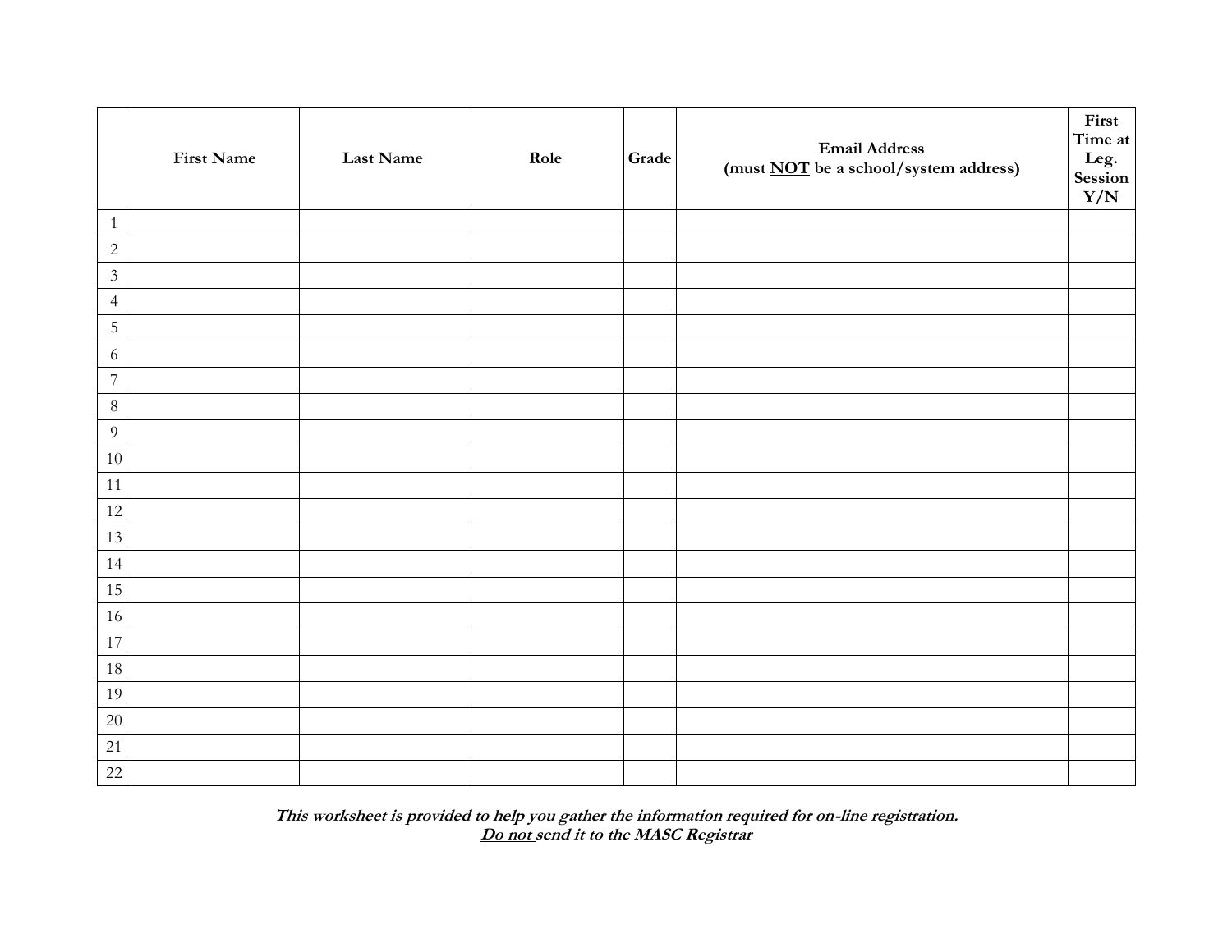| | First Name | Last Name | Role | Grade | Email Address (must **NOT** be a school/system address) | First Time at Leg. Session Y/N |
|---|---|---|---|---|---|---|
| 1 | | | | | | |
| 2 | | | | | | |
| 3 | | | | | | |
| 4 | | | | | | |
| 5 | | | | | | |
| 6 | | | | | | |
| 7 | | | | | | |
| 8 | | | | | | |
| 9 | | | | | | |
| 10 | | | | | | |
| 11 | | | | | | |
| 12 | | | | | | |
| 13 | | | | | | |
| 14 | | | | | | |
| 15 | | | | | | |
| 16 | | | | | | |
| 17 | | | | | | |
| 18 | | | | | | |
| 19 | | | | | | |
| 20 | | | | | | |
| 21 | | | | | | |
| 22 | | | | | | |

***This worksheet is provided to help you gather the information required for on-line registration.***
***Do not send it to the MASC Registrar***